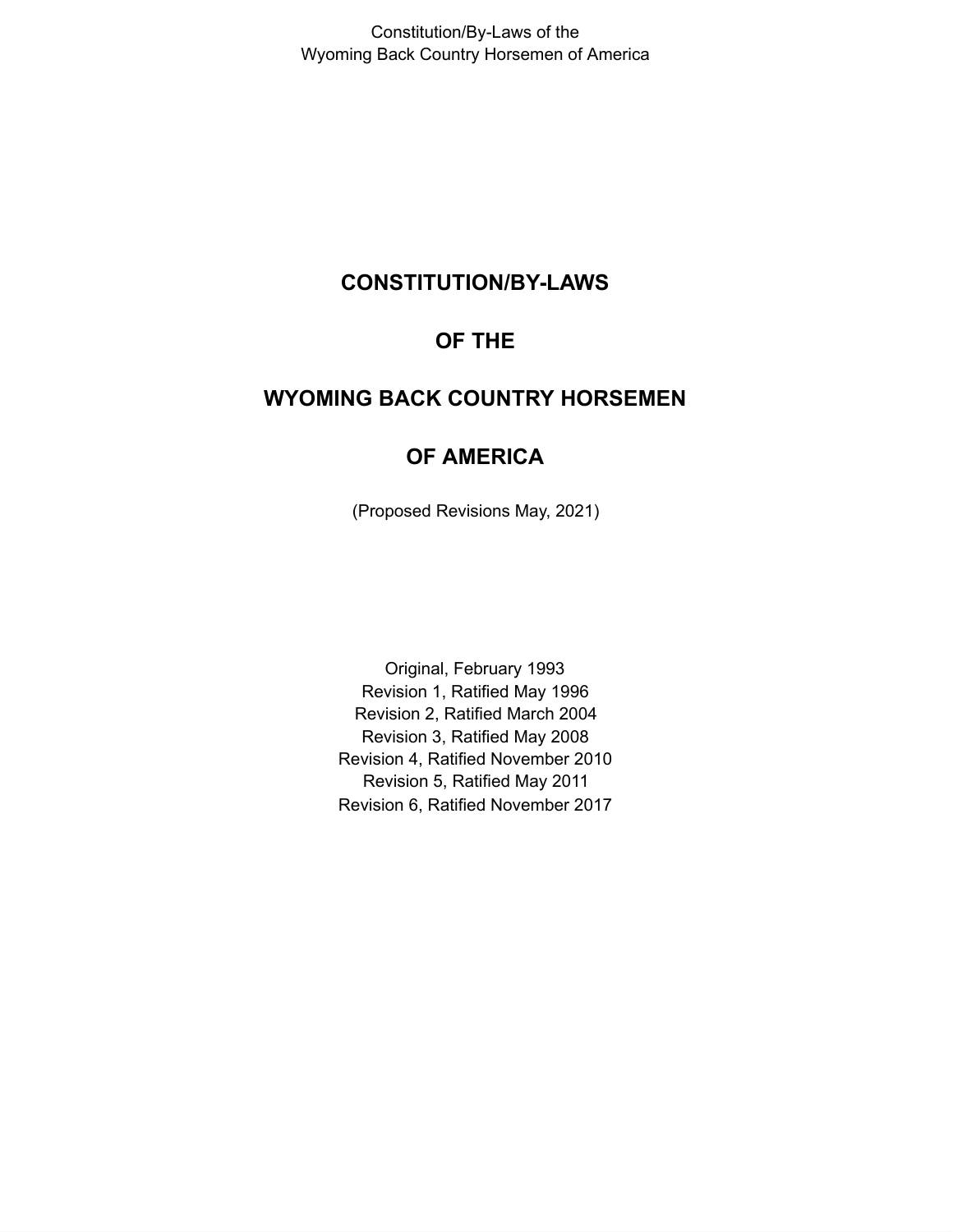# CONSTITUTION/BY-LAWS

# OF THE

# WYOMING BACK COUNTRY HORSEMEN

# OF AMERICA

(Proposed Revisions May, 2021)

Original, February 1993
Revision 1, Ratified May 1996
Revision 2, Ratified March 2004
Revision 3, Ratified May 2008
Revision 4, Ratified November 2010
Revision 5, Ratified May 2011
Revision 6, Ratified November 2017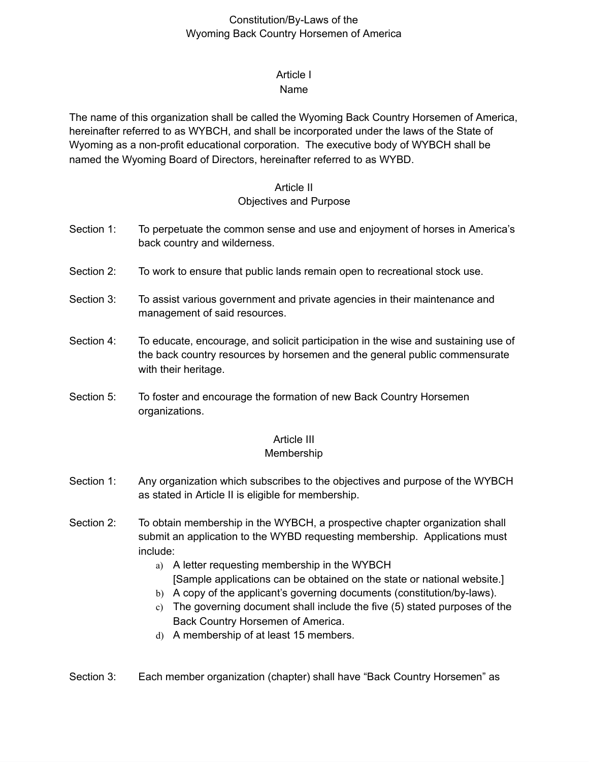# Constitution/By-Laws of the Wyoming Back Country Horsemen of America

## Article I
## Name

The name of this organization shall be called the Wyoming Back Country Horsemen of America, hereinafter referred to as WYBCH, and shall be incorporated under the laws of the State of Wyoming as a non-profit educational corporation. The executive body of WYBCH shall be named the Wyoming Board of Directors, hereinafter referred to as WYBD.

## Article II
## Objectives and Purpose

Section 1: To perpetuate the common sense and use and enjoyment of horses in America's back country and wilderness.

Section 2: To work to ensure that public lands remain open to recreational stock use.

Section 3: To assist various government and private agencies in their maintenance and management of said resources.

Section 4: To educate, encourage, and solicit participation in the wise and sustaining use of the back country resources by horsemen and the general public commensurate with their heritage.

Section 5: To foster and encourage the formation of new Back Country Horsemen organizations.

## Article III
## Membership

Section 1: Any organization which subscribes to the objectives and purpose of the WYBCH as stated in Article II is eligible for membership.

Section 2: To obtain membership in the WYBCH, a prospective chapter organization shall submit an application to the WYBD requesting membership. Applications must include:

a) A letter requesting membership in the WYBCH [Sample applications can be obtained on the state or national website.]
b) A copy of the applicant's governing documents (constitution/by-laws).
c) The governing document shall include the five (5) stated purposes of the Back Country Horsemen of America.
d) A membership of at least 15 members.

Section 3: Each member organization (chapter) shall have "Back Country Horsemen" as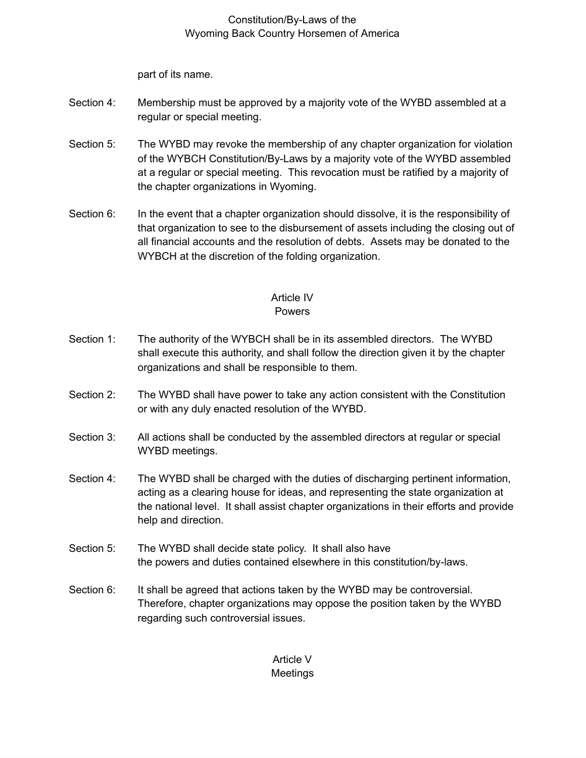part of its name.

Section 4: Membership must be approved by a majority vote of the WYBD assembled at a regular or special meeting.

Section 5: The WYBD may revoke the membership of any chapter organization for violation of the WYBCH Constitution/By-Laws by a majority vote of the WYBD assembled at a regular or special meeting. This revocation must be ratified by a majority of the chapter organizations in Wyoming.

Section 6: In the event that a chapter organization should dissolve, it is the responsibility of that organization to see to the disbursement of assets including the closing out of all financial accounts and the resolution of debts. Assets may be donated to the WYBCH at the discretion of the folding organization.

## Article IV
## Powers

Section 1: The authority of the WYBCH shall be in its assembled directors. The WYBD shall execute this authority, and shall follow the direction given it by the chapter organizations and shall be responsible to them.

Section 2: The WYBD shall have power to take any action consistent with the Constitution or with any duly enacted resolution of the WYBD.

Section 3: All actions shall be conducted by the assembled directors at regular or special WYBD meetings.

Section 4: The WYBD shall be charged with the duties of discharging pertinent information, acting as a clearing house for ideas, and representing the state organization at the national level. It shall assist chapter organizations in their efforts and provide help and direction.

Section 5: The WYBD shall decide state policy. It shall also have the powers and duties contained elsewhere in this constitution/by-laws.

Section 6: It shall be agreed that actions taken by the WYBD may be controversial. Therefore, chapter organizations may oppose the position taken by the WYBD regarding such controversial issues.

## Article V
## Meetings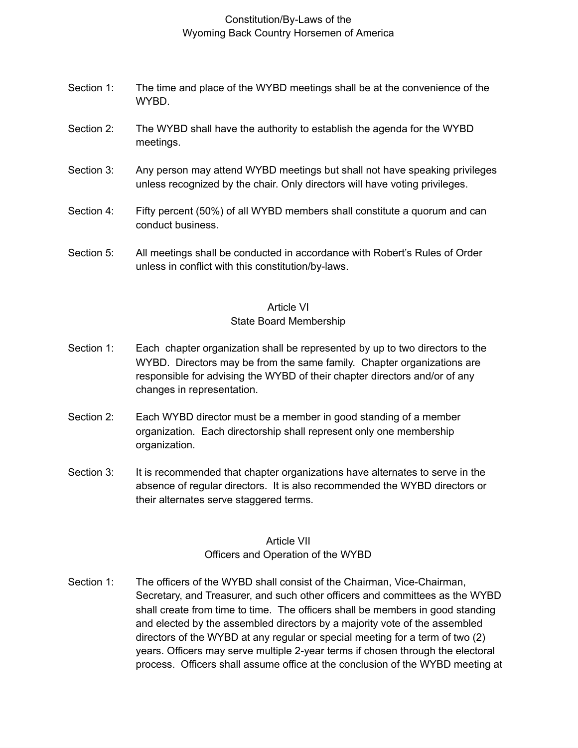Section 1: The time and place of the WYBD meetings shall be at the convenience of the WYBD.

Section 2: The WYBD shall have the authority to establish the agenda for the WYBD meetings.

Section 3: Any person may attend WYBD meetings but shall not have speaking privileges unless recognized by the chair. Only directors will have voting privileges.

Section 4: Fifty percent (50%) of all WYBD members shall constitute a quorum and can conduct business.

Section 5: All meetings shall be conducted in accordance with Robert's Rules of Order unless in conflict with this constitution/by-laws.

## Article VI
## State Board Membership

Section 1: Each chapter organization shall be represented by up to two directors to the WYBD. Directors may be from the same family. Chapter organizations are responsible for advising the WYBD of their chapter directors and/or of any changes in representation.

Section 2: Each WYBD director must be a member in good standing of a member organization. Each directorship shall represent only one membership organization.

Section 3: It is recommended that chapter organizations have alternates to serve in the absence of regular directors. It is also recommended the WYBD directors or their alternates serve staggered terms.

## Article VII
## Officers and Operation of the WYBD

Section 1: The officers of the WYBD shall consist of the Chairman, Vice-Chairman, Secretary, and Treasurer, and such other officers and committees as the WYBD shall create from time to time. The officers shall be members in good standing and elected by the assembled directors by a majority vote of the assembled directors of the WYBD at any regular or special meeting for a term of two (2) years. Officers may serve multiple 2-year terms if chosen through the electoral process. Officers shall assume office at the conclusion of the WYBD meeting at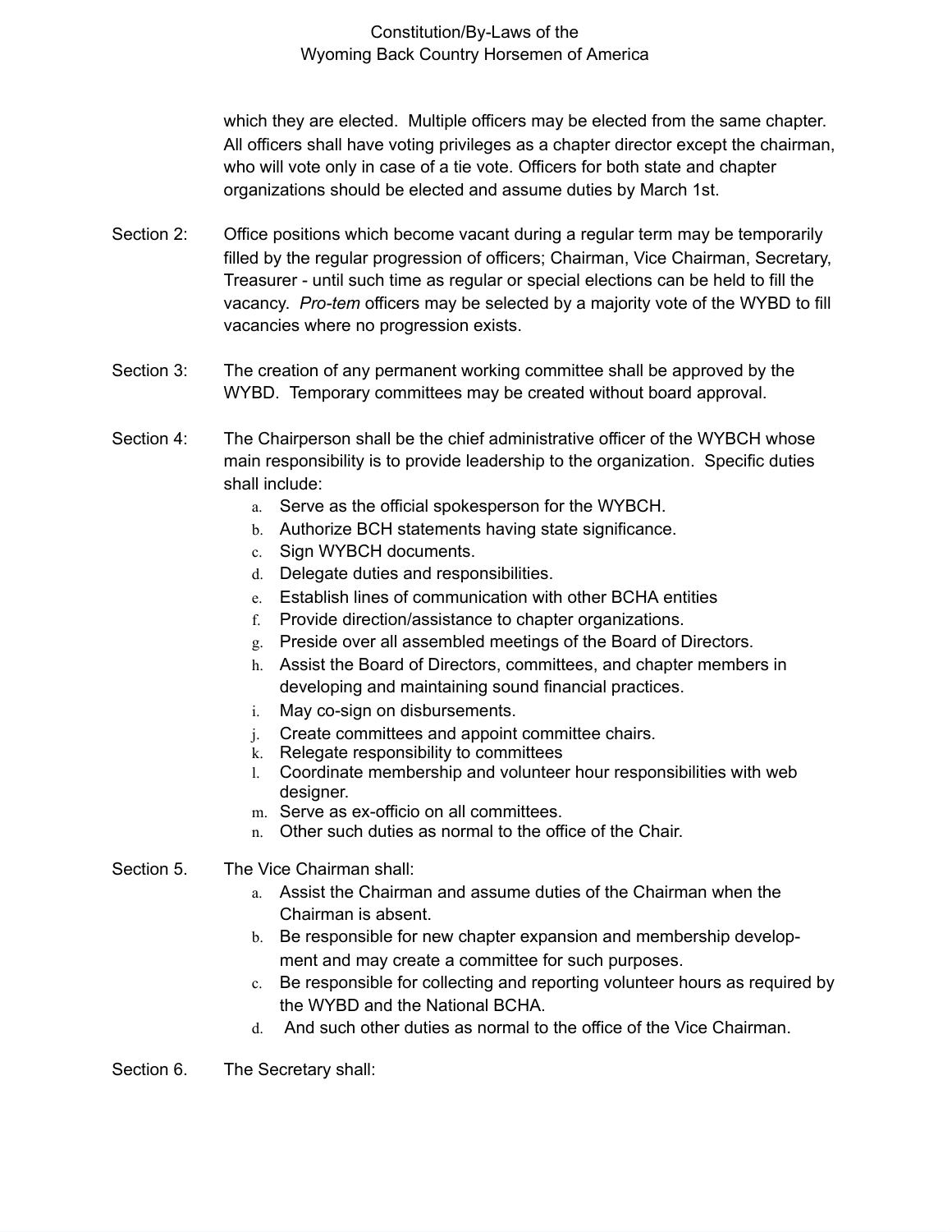which they are elected. Multiple officers may be elected from the same chapter. All officers shall have voting privileges as a chapter director except the chairman, who will vote only in case of a tie vote. Officers for both state and chapter organizations should be elected and assume duties by March 1st.

Section 2: Office positions which become vacant during a regular term may be temporarily filled by the regular progression of officers; Chairman, Vice Chairman, Secretary, Treasurer - until such time as regular or special elections can be held to fill the vacancy. *Pro-tem* officers may be selected by a majority vote of the WYBD to fill vacancies where no progression exists.

Section 3: The creation of any permanent working committee shall be approved by the WYBD. Temporary committees may be created without board approval.

Section 4: The Chairperson shall be the chief administrative officer of the WYBCH whose main responsibility is to provide leadership to the organization. Specific duties shall include:

a. Serve as the official spokesperson for the WYBCH.
b. Authorize BCH statements having state significance.
c. Sign WYBCH documents.
d. Delegate duties and responsibilities.
e. Establish lines of communication with other BCHA entities
f. Provide direction/assistance to chapter organizations.
g. Preside over all assembled meetings of the Board of Directors.
h. Assist the Board of Directors, committees, and chapter members in developing and maintaining sound financial practices.
i. May co-sign on disbursements.
j. Create committees and appoint committee chairs.
k. Relegate responsibility to committees
l. Coordinate membership and volunteer hour responsibilities with web designer.
m. Serve as ex-officio on all committees.
n. Other such duties as normal to the office of the Chair.

Section 5. The Vice Chairman shall:

a. Assist the Chairman and assume duties of the Chairman when the Chairman is absent.
b. Be responsible for new chapter expansion and membership development and may create a committee for such purposes.
c. Be responsible for collecting and reporting volunteer hours as required by the WYBD and the National BCHA.
d. And such other duties as normal to the office of the Vice Chairman.

Section 6. The Secretary shall: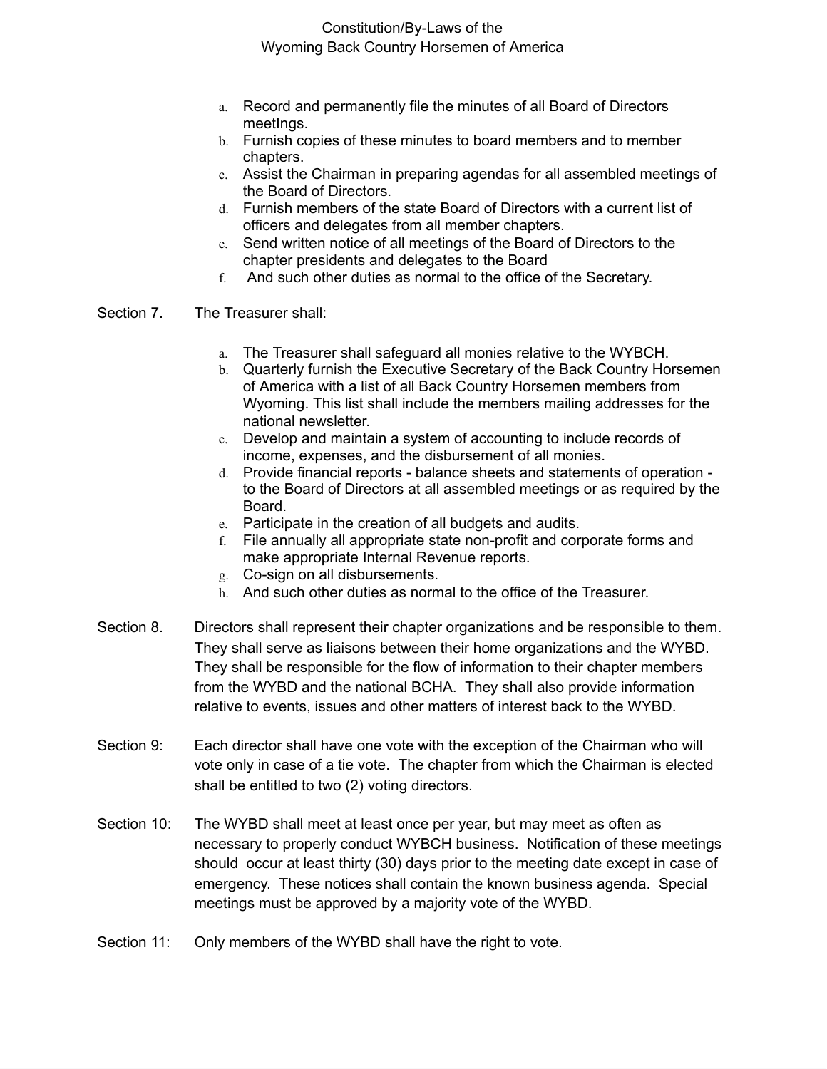a. Record and permanently file the minutes of all Board of Directors meetIngs.
b. Furnish copies of these minutes to board members and to member chapters.
c. Assist the Chairman in preparing agendas for all assembled meetings of the Board of Directors.
d. Furnish members of the state Board of Directors with a current list of officers and delegates from all member chapters.
e. Send written notice of all meetings of the Board of Directors to the chapter presidents and delegates to the Board
f. And such other duties as normal to the office of the Secretary.

Section 7. The Treasurer shall:

a. The Treasurer shall safeguard all monies relative to the WYBCH.
b. Quarterly furnish the Executive Secretary of the Back Country Horsemen of America with a list of all Back Country Horsemen members from Wyoming. This list shall include the members mailing addresses for the national newsletter.
c. Develop and maintain a system of accounting to include records of income, expenses, and the disbursement of all monies.
d. Provide financial reports - balance sheets and statements of operation - to the Board of Directors at all assembled meetings or as required by the Board.
e. Participate in the creation of all budgets and audits.
f. File annually all appropriate state non-profit and corporate forms and make appropriate Internal Revenue reports.
g. Co-sign on all disbursements.
h. And such other duties as normal to the office of the Treasurer.

Section 8. Directors shall represent their chapter organizations and be responsible to them. They shall serve as liaisons between their home organizations and the WYBD. They shall be responsible for the flow of information to their chapter members from the WYBD and the national BCHA. They shall also provide information relative to events, issues and other matters of interest back to the WYBD.

Section 9: Each director shall have one vote with the exception of the Chairman who will vote only in case of a tie vote. The chapter from which the Chairman is elected shall be entitled to two (2) voting directors.

Section 10: The WYBD shall meet at least once per year, but may meet as often as necessary to properly conduct WYBCH business. Notification of these meetings should occur at least thirty (30) days prior to the meeting date except in case of emergency. These notices shall contain the known business agenda. Special meetings must be approved by a majority vote of the WYBD.

Section 11: Only members of the WYBD shall have the right to vote.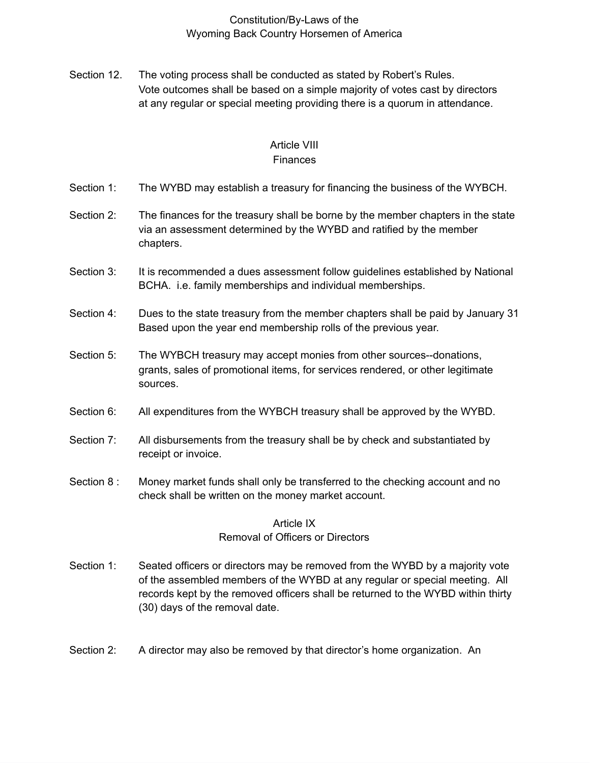Section 12. The voting process shall be conducted as stated by Robert's Rules. Vote outcomes shall be based on a simple majority of votes cast by directors at any regular or special meeting providing there is a quorum in attendance.

## Article VIII
## Finances

Section 1: The WYBD may establish a treasury for financing the business of the WYBCH.

Section 2: The finances for the treasury shall be borne by the member chapters in the state via an assessment determined by the WYBD and ratified by the member chapters.

Section 3: It is recommended a dues assessment follow guidelines established by National BCHA. i.e. family memberships and individual memberships.

Section 4: Dues to the state treasury from the member chapters shall be paid by January 31 Based upon the year end membership rolls of the previous year.

Section 5: The WYBCH treasury may accept monies from other sources--donations, grants, sales of promotional items, for services rendered, or other legitimate sources.

Section 6: All expenditures from the WYBCH treasury shall be approved by the WYBD.

Section 7: All disbursements from the treasury shall be by check and substantiated by receipt or invoice.

Section 8 : Money market funds shall only be transferred to the checking account and no check shall be written on the money market account.

## Article IX
## Removal of Officers or Directors

Section 1: Seated officers or directors may be removed from the WYBD by a majority vote of the assembled members of the WYBD at any regular or special meeting. All records kept by the removed officers shall be returned to the WYBD within thirty (30) days of the removal date.

Section 2: A director may also be removed by that director's home organization. An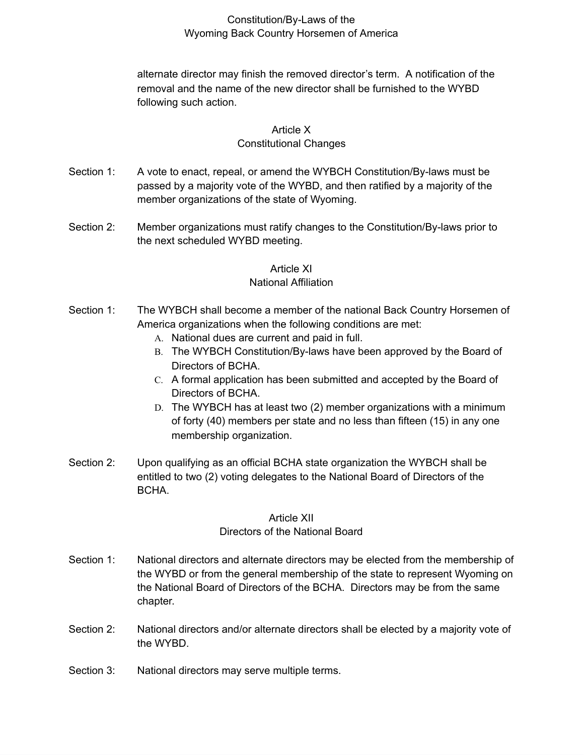alternate director may finish the removed director's term. A notification of the removal and the name of the new director shall be furnished to the WYBD following such action.

## Article X
## Constitutional Changes

Section 1: A vote to enact, repeal, or amend the WYBCH Constitution/By-laws must be passed by a majority vote of the WYBD, and then ratified by a majority of the member organizations of the state of Wyoming.

Section 2: Member organizations must ratify changes to the Constitution/By-laws prior to the next scheduled WYBD meeting.

## Article XI
## National Affiliation

Section 1: The WYBCH shall become a member of the national Back Country Horsemen of America organizations when the following conditions are met:

A. National dues are current and paid in full.
B. The WYBCH Constitution/By-laws have been approved by the Board of Directors of BCHA.
C. A formal application has been submitted and accepted by the Board of Directors of BCHA.
D. The WYBCH has at least two (2) member organizations with a minimum of forty (40) members per state and no less than fifteen (15) in any one membership organization.

Section 2: Upon qualifying as an official BCHA state organization the WYBCH shall be entitled to two (2) voting delegates to the National Board of Directors of the BCHA.

## Article XII
## Directors of the National Board

Section 1: National directors and alternate directors may be elected from the membership of the WYBD or from the general membership of the state to represent Wyoming on the National Board of Directors of the BCHA. Directors may be from the same chapter.

Section 2: National directors and/or alternate directors shall be elected by a majority vote of the WYBD.

Section 3: National directors may serve multiple terms.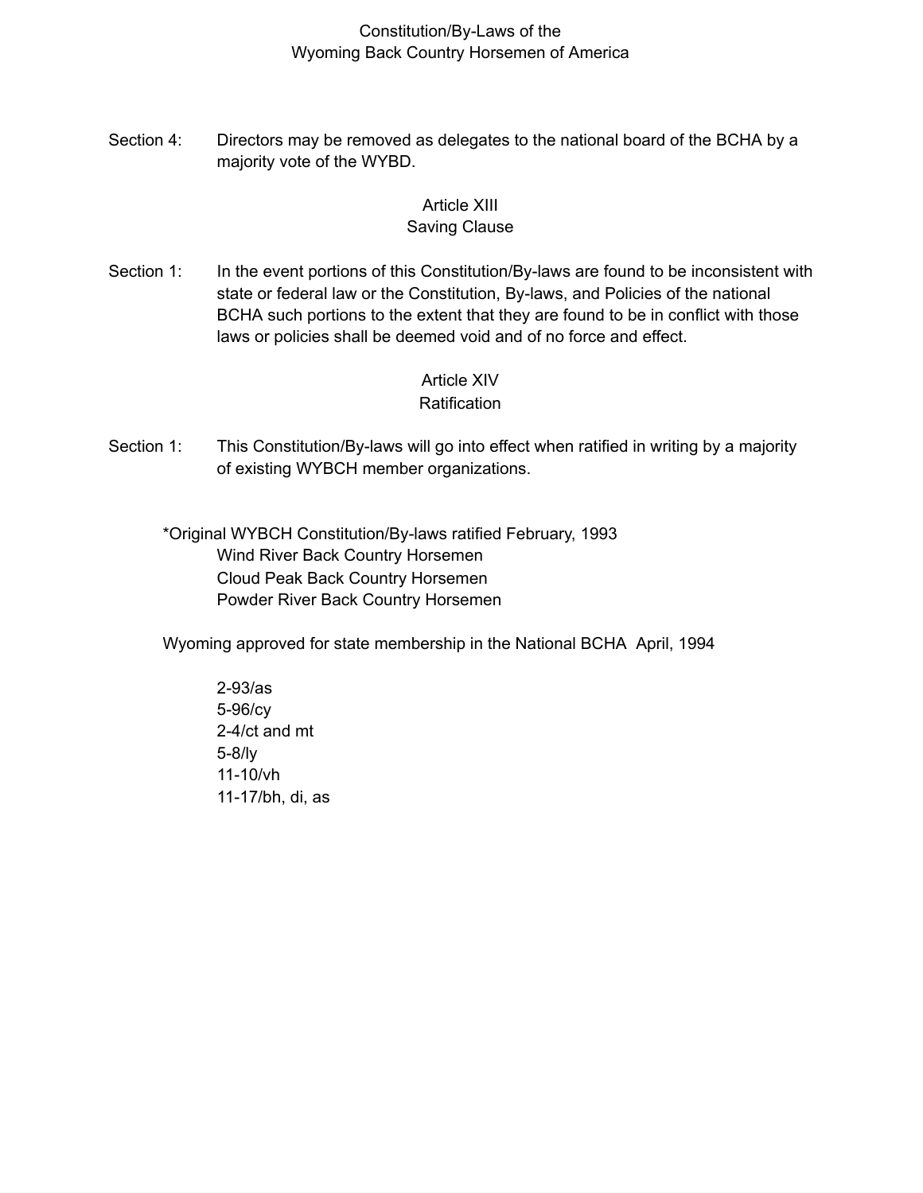Section 4: Directors may be removed as delegates to the national board of the BCHA by a majority vote of the WYBD.

## Article XIII
## Saving Clause

Section 1: In the event portions of this Constitution/By-laws are found to be inconsistent with state or federal law or the Constitution, By-laws, and Policies of the national BCHA such portions to the extent that they are found to be in conflict with those laws or policies shall be deemed void and of no force and effect.

## Article XIV
## Ratification

Section 1: This Constitution/By-laws will go into effect when ratified in writing by a majority of existing WYBCH member organizations.

*Original WYBCH Constitution/By-laws ratified February, 1993
Wind River Back Country Horsemen
Cloud Peak Back Country Horsemen
Powder River Back Country Horsemen

Wyoming approved for state membership in the National BCHA April, 1994

2-93/as
5-96/cy
2-4/ct and mt
5-8/ly
11-10/vh
11-17/bh, di, as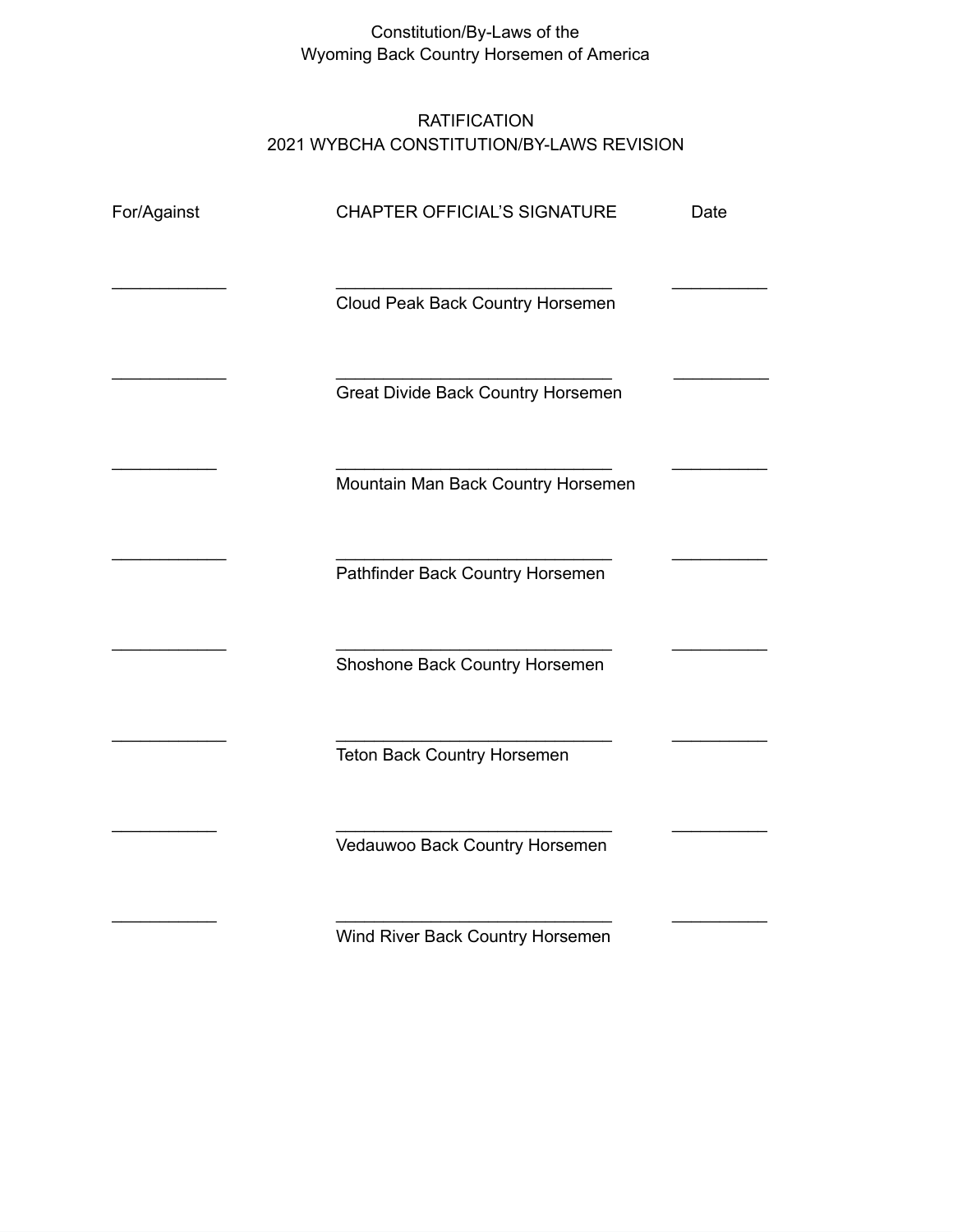Constitution/By-Laws of the
Wyoming Back Country Horsemen of America

RATIFICATION
2021 WYBCHA CONSTITUTION/BY-LAWS REVISION

| For/Against | CHAPTER OFFICIAL'S SIGNATURE | Date |
|---|---|---|
| ____________ | ______________________________<br>Cloud Peak Back Country Horsemen | __________ |
| ____________ | ______________________________<br>Great Divide Back Country Horsemen | __________ |
| ___________ | ______________________________<br>Mountain Man Back Country Horsemen | __________ |
| ____________ | ______________________________<br>Pathfinder Back Country Horsemen | __________ |
| ____________ | ______________________________<br>Shoshone Back Country Horsemen | __________ |
| ____________ | ______________________________<br>Teton Back Country Horsemen | __________ |
| ___________ | ______________________________<br>Vedauwoo Back Country Horsemen | __________ |
| ___________ | ______________________________<br>Wind River Back Country Horsemen | __________ |